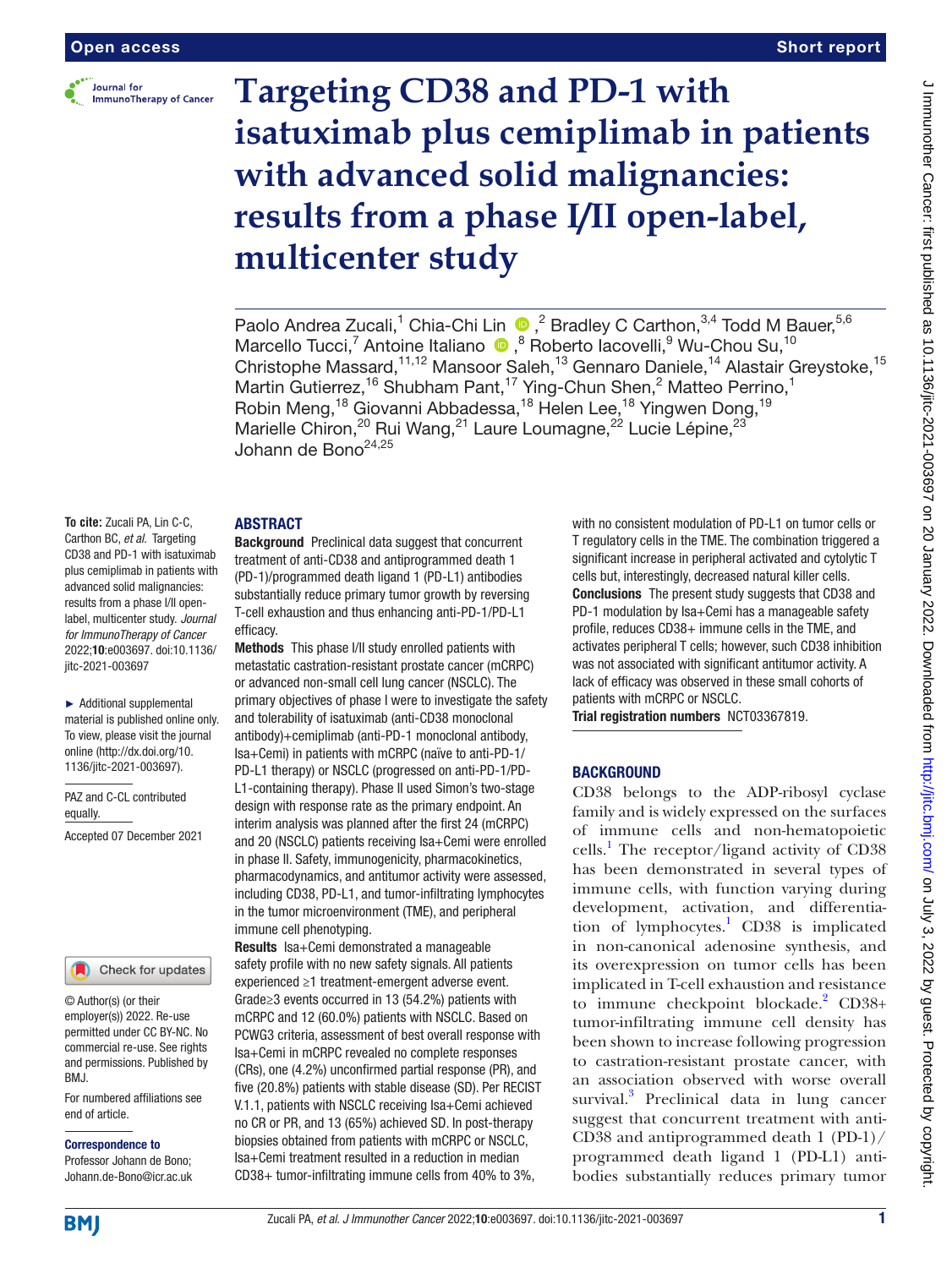Open access

Short report

# Targeting CD38 and PD-1 with isatuximab plus cemiplimab in patients with advanced solid malignancies: results from a phase I/II open-label, multicenter study

Paolo Andrea Zucali,[1] Chia-Chi Lin,[2] Bradley C Carthon,[3,4] Todd M Bauer,[5,6] Marcello Tucci,[7] Antoine Italiano,[8] Roberto Iacovelli,[9] Wu-Chou Su,[10] Christophe Massard,[11,12] Mansoor Saleh,[13] Gennaro Daniele,[14] Alastair Greystoke,[15] Martin Gutierrez,[16] Shubham Pant,[17] Ying-Chun Shen,[2] Matteo Perrino,[1] Robin Meng,[18] Giovanni Abbadessa,[18] Helen Lee,[18] Yingwen Dong,[19] Marielle Chiron,[20] Rui Wang,[21] Laure Loumagne,[22] Lucie Lépine,[23] Johann de Bono[24,25]

**To cite:** Zucali PA, Lin C-C, Carthon BC, *et al*. Targeting CD38 and PD-1 with isatuximab plus cemiplimab in patients with advanced solid malignancies: results from a phase I/II open-label, multicenter study. *Journal for ImmunoTherapy of Cancer* 2022;**10**:e003697. doi:10.1136/jitc-2021-003697

► Additional supplemental material is published online only. To view, please visit the journal online (http://dx.doi.org/10.1136/jitc-2021-003697).

PAZ and C-CL contributed equally.

Accepted 07 December 2021

© Author(s) (or their employer(s)) 2022. Re-use permitted under CC BY-NC. No commercial re-use. See rights and permissions. Published by BMJ.

For numbered affiliations see end of article.

**Correspondence to**
Professor Johann de Bono; Johann.de-Bono@icr.ac.uk

## ABSTRACT

**Background** Preclinical data suggest that concurrent treatment of anti-CD38 and antiprogrammed death 1 (PD-1)/programmed death ligand 1 (PD-L1) antibodies substantially reduce primary tumor growth by reversing T-cell exhaustion and thus enhancing anti-PD-1/PD-L1 efficacy.

**Methods** This phase I/II study enrolled patients with metastatic castration-resistant prostate cancer (mCRPC) or advanced non-small cell lung cancer (NSCLC). The primary objectives of phase I were to investigate the safety and tolerability of isatuximab (anti-CD38 monoclonal antibody)+cemiplimab (anti-PD-1 monoclonal antibody, Isa+Cemi) in patients with mCRPC (naïve to anti-PD-1/PD-L1 therapy) or NSCLC (progressed on anti-PD-1/PD-L1-containing therapy). Phase II used Simon's two-stage design with response rate as the primary endpoint. An interim analysis was planned after the first 24 (mCRPC) and 20 (NSCLC) patients receiving Isa+Cemi were enrolled in phase II. Safety, immunogenicity, pharmacokinetics, pharmacodynamics, and antitumor activity were assessed, including CD38, PD-L1, and tumor-infiltrating lymphocytes in the tumor microenvironment (TME), and peripheral immune cell phenotyping.

**Results** Isa+Cemi demonstrated a manageable safety profile with no new safety signals. All patients experienced ≥1 treatment-emergent adverse event. Grade≥3 events occurred in 13 (54.2%) patients with mCRPC and 12 (60.0%) patients with NSCLC. Based on PCWG3 criteria, assessment of best overall response with Isa+Cemi in mCRPC revealed no complete responses (CRs), one (4.2%) unconfirmed partial response (PR), and five (20.8%) patients with stable disease (SD). Per RECIST V.1.1, patients with NSCLC receiving Isa+Cemi achieved no CR or PR, and 13 (65%) achieved SD. In post-therapy biopsies obtained from patients with mCRPC or NSCLC, Isa+Cemi treatment resulted in a reduction in median CD38+ tumor-infiltrating immune cells from 40% to 3%, with no consistent modulation of PD-L1 on tumor cells or T regulatory cells in the TME. The combination triggered a significant increase in peripheral activated and cytolytic T cells but, interestingly, decreased natural killer cells.

**Conclusions** The present study suggests that CD38 and PD-1 modulation by Isa+Cemi has a manageable safety profile, reduces CD38+ immune cells in the TME, and activates peripheral T cells; however, such CD38 inhibition was not associated with significant antitumor activity. A lack of efficacy was observed in these small cohorts of patients with mCRPC or NSCLC.

**Trial registration numbers** NCT03367819.

## BACKGROUND

CD38 belongs to the ADP-ribosyl cyclase family and is widely expressed on the surfaces of immune cells and non-hematopoietic cells.[1] The receptor/ligand activity of CD38 has been demonstrated in several types of immune cells, with function varying during development, activation, and differentiation of lymphocytes.[1] CD38 is implicated in non-canonical adenosine synthesis, and its overexpression on tumor cells has been implicated in T-cell exhaustion and resistance to immune checkpoint blockade.[2] CD38+ tumor-infiltrating immune cell density has been shown to increase following progression to castration-resistant prostate cancer, with an association observed with worse overall survival.[3] Preclinical data in lung cancer suggest that concurrent treatment with anti-CD38 and antiprogrammed death 1 (PD-1)/programmed death ligand 1 (PD-L1) antibodies substantially reduces primary tumor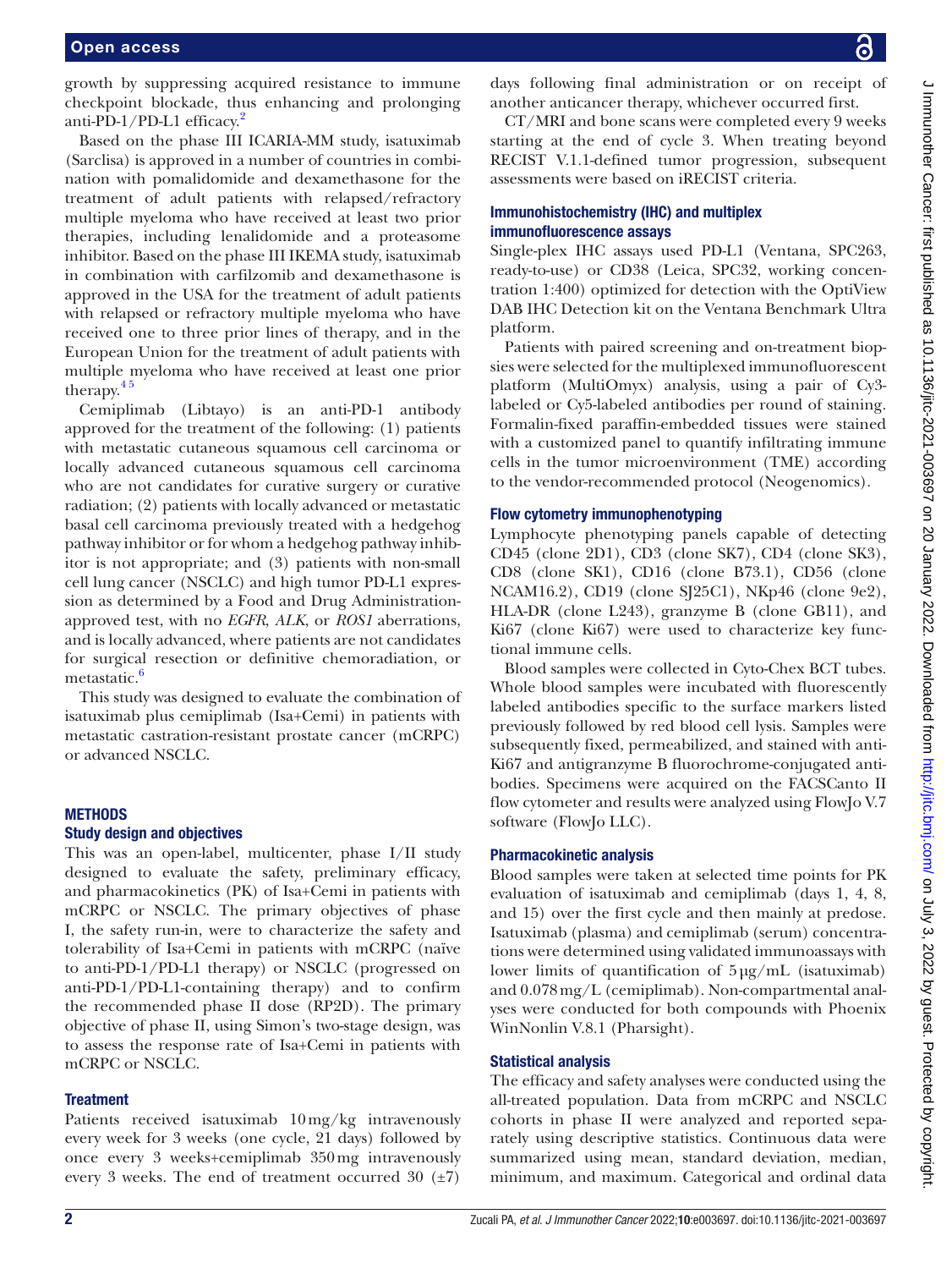growth by suppressing acquired resistance to immune checkpoint blockade, thus enhancing and prolonging anti-PD-1/PD-L1 efficacy.[2]

Based on the phase III ICARIA-MM study, isatuximab (Sarclisa) is approved in a number of countries in combination with pomalidomide and dexamethasone for the treatment of adult patients with relapsed/refractory multiple myeloma who have received at least two prior therapies, including lenalidomide and a proteasome inhibitor. Based on the phase III IKEMA study, isatuximab in combination with carfilzomib and dexamethasone is approved in the USA for the treatment of adult patients with relapsed or refractory multiple myeloma who have received one to three prior lines of therapy, and in the European Union for the treatment of adult patients with multiple myeloma who have received at least one prior therapy.[4,5]

Cemiplimab (Libtayo) is an anti-PD-1 antibody approved for the treatment of the following: (1) patients with metastatic cutaneous squamous cell carcinoma or locally advanced cutaneous squamous cell carcinoma who are not candidates for curative surgery or curative radiation; (2) patients with locally advanced or metastatic basal cell carcinoma previously treated with a hedgehog pathway inhibitor or for whom a hedgehog pathway inhibitor is not appropriate; and (3) patients with non-small cell lung cancer (NSCLC) and high tumor PD-L1 expression as determined by a Food and Drug Administration-approved test, with no *EGFR*, *ALK*, or *ROS1* aberrations, and is locally advanced, where patients are not candidates for surgical resection or definitive chemoradiation, or metastatic.[6]

This study was designed to evaluate the combination of isatuximab plus cemiplimab (Isa+Cemi) in patients with metastatic castration-resistant prostate cancer (mCRPC) or advanced NSCLC.

## METHODS

### Study design and objectives

This was an open-label, multicenter, phase I/II study designed to evaluate the safety, preliminary efficacy, and pharmacokinetics (PK) of Isa+Cemi in patients with mCRPC or NSCLC. The primary objectives of phase I, the safety run-in, were to characterize the safety and tolerability of Isa+Cemi in patients with mCRPC (naïve to anti-PD-1/PD-L1 therapy) or NSCLC (progressed on anti-PD-1/PD-L1-containing therapy) and to confirm the recommended phase II dose (RP2D). The primary objective of phase II, using Simon's two-stage design, was to assess the response rate of Isa+Cemi in patients with mCRPC or NSCLC.

### Treatment

Patients received isatuximab 10 mg/kg intravenously every week for 3 weeks (one cycle, 21 days) followed by once every 3 weeks+cemiplimab 350 mg intravenously every 3 weeks. The end of treatment occurred 30 (±7) days following final administration or on receipt of another anticancer therapy, whichever occurred first.

CT/MRI and bone scans were completed every 9 weeks starting at the end of cycle 3. When treating beyond RECIST V.1.1-defined tumor progression, subsequent assessments were based on iRECIST criteria.

### Immunohistochemistry (IHC) and multiplex immunofluorescence assays

Single-plex IHC assays used PD-L1 (Ventana, SPC263, ready-to-use) or CD38 (Leica, SPC32, working concentration 1:400) optimized for detection with the OptiView DAB IHC Detection kit on the Ventana Benchmark Ultra platform.

Patients with paired screening and on-treatment biopsies were selected for the multiplexed immunofluorescent platform (MultiOmyx) analysis, using a pair of Cy3-labeled or Cy5-labeled antibodies per round of staining. Formalin-fixed paraffin-embedded tissues were stained with a customized panel to quantify infiltrating immune cells in the tumor microenvironment (TME) according to the vendor-recommended protocol (Neogenomics).

### Flow cytometry immunophenotyping

Lymphocyte phenotyping panels capable of detecting CD45 (clone 2D1), CD3 (clone SK7), CD4 (clone SK3), CD8 (clone SK1), CD16 (clone B73.1), CD56 (clone NCAM16.2), CD19 (clone SJ25C1), NKp46 (clone 9e2), HLA-DR (clone L243), granzyme B (clone GB11), and Ki67 (clone Ki67) were used to characterize key functional immune cells.

Blood samples were collected in Cyto-Chex BCT tubes. Whole blood samples were incubated with fluorescently labeled antibodies specific to the surface markers listed previously followed by red blood cell lysis. Samples were subsequently fixed, permeabilized, and stained with anti-Ki67 and antigranzyme B fluorochrome-conjugated antibodies. Specimens were acquired on the FACSCanto II flow cytometer and results were analyzed using FlowJo V.7 software (FlowJo LLC).

### Pharmacokinetic analysis

Blood samples were taken at selected time points for PK evaluation of isatuximab and cemiplimab (days 1, 4, 8, and 15) over the first cycle and then mainly at predose. Isatuximab (plasma) and cemiplimab (serum) concentrations were determined using validated immunoassays with lower limits of quantification of 5 µg/mL (isatuximab) and 0.078 mg/L (cemiplimab). Non-compartmental analyses were conducted for both compounds with Phoenix WinNonlin V.8.1 (Pharsight).

### Statistical analysis

The efficacy and safety analyses were conducted using the all-treated population. Data from mCRPC and NSCLC cohorts in phase II were analyzed and reported separately using descriptive statistics. Continuous data were summarized using mean, standard deviation, median, minimum, and maximum. Categorical and ordinal data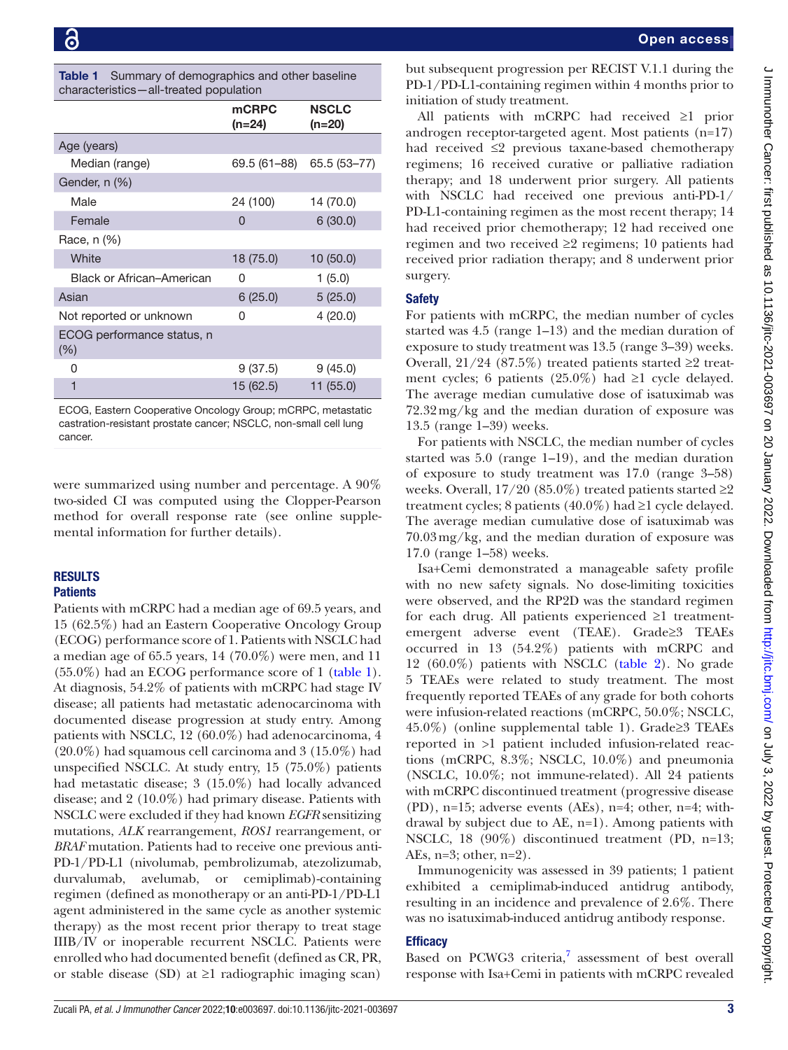**Table 1** Summary of demographics and other baseline characteristics—all-treated population

| | mCRPC (n=24) | NSCLC (n=20) |
|---|---|---|
| Age (years) | | |
| Median (range) | 69.5 (61–88) | 65.5 (53–77) |
| Gender, n (%) | | |
| Male | 24 (100) | 14 (70.0) |
| Female | 0 | 6 (30.0) |
| Race, n (%) | | |
| White | 18 (75.0) | 10 (50.0) |
| Black or African–American | 0 | 1 (5.0) |
| Asian | 6 (25.0) | 5 (25.0) |
| Not reported or unknown | 0 | 4 (20.0) |
| ECOG performance status, n (%) | | |
| 0 | 9 (37.5) | 9 (45.0) |
| 1 | 15 (62.5) | 11 (55.0) |

ECOG, Eastern Cooperative Oncology Group; mCRPC, metastatic castration-resistant prostate cancer; NSCLC, non-small cell lung cancer.

were summarized using number and percentage. A 90% two-sided CI was computed using the Clopper-Pearson method for overall response rate (see online supplemental information for further details).

## RESULTS

### Patients

Patients with mCRPC had a median age of 69.5 years, and 15 (62.5%) had an Eastern Cooperative Oncology Group (ECOG) performance score of 1. Patients with NSCLC had a median age of 65.5 years, 14 (70.0%) were men, and 11 (55.0%) had an ECOG performance score of 1 (table 1). At diagnosis, 54.2% of patients with mCRPC had stage IV disease; all patients had metastatic adenocarcinoma with documented disease progression at study entry. Among patients with NSCLC, 12 (60.0%) had adenocarcinoma, 4 (20.0%) had squamous cell carcinoma and 3 (15.0%) had unspecified NSCLC. At study entry, 15 (75.0%) patients had metastatic disease; 3 (15.0%) had locally advanced disease; and 2 (10.0%) had primary disease. Patients with NSCLC were excluded if they had known *EGFR* sensitizing mutations, *ALK* rearrangement, *ROS1* rearrangement, or *BRAF* mutation. Patients had to receive one previous anti-PD-1/PD-L1 (nivolumab, pembrolizumab, atezolizumab, durvalumab, avelumab, or cemiplimab)-containing regimen (defined as monotherapy or an anti-PD-1/PD-L1 agent administered in the same cycle as another systemic therapy) as the most recent prior therapy to treat stage IIIB/IV or inoperable recurrent NSCLC. Patients were enrolled who had documented benefit (defined as CR, PR, or stable disease (SD) at ≥1 radiographic imaging scan) but subsequent progression per RECIST V.1.1 during the PD-1/PD-L1-containing regimen within 4 months prior to initiation of study treatment.

All patients with mCRPC had received ≥1 prior androgen receptor-targeted agent. Most patients (n=17) had received ≤2 previous taxane-based chemotherapy regimens; 16 received curative or palliative radiation therapy; and 18 underwent prior surgery. All patients with NSCLC had received one previous anti-PD-1/PD-L1-containing regimen as the most recent therapy; 14 had received prior chemotherapy; 12 had received one regimen and two received ≥2 regimens; 10 patients had received prior radiation therapy; and 8 underwent prior surgery.

### Safety

For patients with mCRPC, the median number of cycles started was 4.5 (range 1–13) and the median duration of exposure to study treatment was 13.5 (range 3–39) weeks. Overall, 21/24 (87.5%) treated patients started ≥2 treatment cycles; 6 patients (25.0%) had ≥1 cycle delayed. The average median cumulative dose of isatuximab was 72.32 mg/kg and the median duration of exposure was 13.5 (range 1–39) weeks.

For patients with NSCLC, the median number of cycles started was 5.0 (range 1–19), and the median duration of exposure to study treatment was 17.0 (range 3–58) weeks. Overall, 17/20 (85.0%) treated patients started ≥2 treatment cycles; 8 patients (40.0%) had ≥1 cycle delayed. The average median cumulative dose of isatuximab was 70.03 mg/kg, and the median duration of exposure was 17.0 (range 1–58) weeks.

Isa+Cemi demonstrated a manageable safety profile with no new safety signals. No dose-limiting toxicities were observed, and the RP2D was the standard regimen for each drug. All patients experienced ≥1 treatment-emergent adverse event (TEAE). Grade≥3 TEAEs occurred in 13 (54.2%) patients with mCRPC and 12 (60.0%) patients with NSCLC (table 2). No grade 5 TEAEs were related to study treatment. The most frequently reported TEAEs of any grade for both cohorts were infusion-related reactions (mCRPC, 50.0%; NSCLC, 45.0%) (online supplemental table 1). Grade≥3 TEAEs reported in >1 patient included infusion-related reactions (mCRPC, 8.3%; NSCLC, 10.0%) and pneumonia (NSCLC, 10.0%; not immune-related). All 24 patients with mCRPC discontinued treatment (progressive disease (PD), n=15; adverse events (AEs), n=4; other, n=4; withdrawal by subject due to AE, n=1). Among patients with NSCLC, 18 (90%) discontinued treatment (PD, n=13; AEs, n=3; other, n=2).

Immunogenicity was assessed in 39 patients; 1 patient exhibited a cemiplimab-induced antidrug antibody, resulting in an incidence and prevalence of 2.6%. There was no isatuximab-induced antidrug antibody response.

### Efficacy

Based on PCWG3 criteria,[7] assessment of best overall response with Isa+Cemi in patients with mCRPC revealed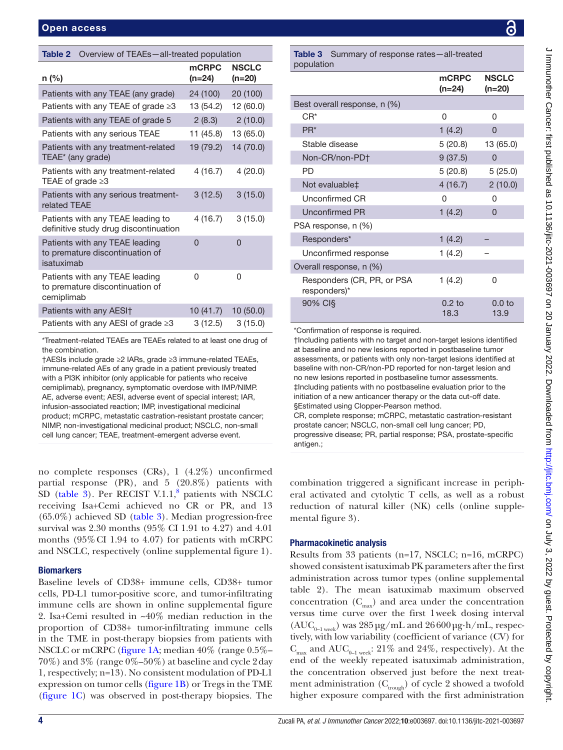**Table 2** Overview of TEAEs—all-treated population

| n (%) | mCRPC (n=24) | NSCLC (n=20) |
|---|---|---|
| Patients with any TEAE (any grade) | 24 (100) | 20 (100) |
| Patients with any TEAE of grade ≥3 | 13 (54.2) | 12 (60.0) |
| Patients with any TEAE of grade 5 | 2 (8.3) | 2 (10.0) |
| Patients with any serious TEAE | 11 (45.8) | 13 (65.0) |
| Patients with any treatment-related TEAE* (any grade) | 19 (79.2) | 14 (70.0) |
| Patients with any treatment-related TEAE of grade ≥3 | 4 (16.7) | 4 (20.0) |
| Patients with any serious treatment-related TEAE | 3 (12.5) | 3 (15.0) |
| Patients with any TEAE leading to definitive study drug discontinuation | 4 (16.7) | 3 (15.0) |
| Patients with any TEAE leading to premature discontinuation of isatuximab | 0 | 0 |
| Patients with any TEAE leading to premature discontinuation of cemiplimab | 0 | 0 |
| Patients with any AESI† | 10 (41.7) | 10 (50.0) |
| Patients with any AESI of grade ≥3 | 3 (12.5) | 3 (15.0) |

*Treatment-related TEAEs are TEAEs related to at least one drug of the combination.
†AESIs include grade ≥2 IARs, grade ≥3 immune-related TEAEs, immune-related AEs of any grade in a patient previously treated with a PI3K inhibitor (only applicable for patients who receive cemiplimab), pregnancy, symptomatic overdose with IMP/NIMP.
AE, adverse event; AESI, adverse event of special interest; IAR, infusion-associated reaction; IMP, investigational medicinal product; mCRPC, metastatic castration-resistant prostate cancer; NIMP, non-investigational medicinal product; NSCLC, non-small cell lung cancer; TEAE, treatment-emergent adverse event.

**Table 3** Summary of response rates—all-treated population

| | mCRPC (n=24) | NSCLC (n=20) |
|---|---|---|
| Best overall response, n (%) | | |
| CR* | 0 | 0 |
| PR* | 1 (4.2) | 0 |
| Stable disease | 5 (20.8) | 13 (65.0) |
| Non-CR/non-PD† | 9 (37.5) | 0 |
| PD | 5 (20.8) | 5 (25.0) |
| Not evaluable‡ | 4 (16.7) | 2 (10.0) |
| Unconfirmed CR | 0 | 0 |
| Unconfirmed PR | 1 (4.2) | 0 |
| PSA response, n (%) | | |
| Responders* | 1 (4.2) | – |
| Unconfirmed response | 1 (4.2) | – |
| Overall response, n (%) | | |
| Responders (CR, PR, or PSA responders)* | 1 (4.2) | 0 |
| 90% CI§ | 0.2 to 18.3 | 0.0 to 13.9 |

*Confirmation of response is required.
†Including patients with no target and non-target lesions identified at baseline and no new lesions reported in postbaseline tumor assessments, or patients with only non-target lesions identified at baseline with non-CR/non-PD reported for non-target lesion and no new lesions reported in postbaseline tumor assessments.
‡Including patients with no postbaseline evaluation prior to the initiation of a new anticancer therapy or the data cut-off date.
§Estimated using Clopper-Pearson method.
CR, complete response; mCRPC, metastatic castration-resistant prostate cancer; NSCLC, non-small cell lung cancer; PD, progressive disease; PR, partial response; PSA, prostate-specific antigen.;

no complete responses (CRs), 1 (4.2%) unconfirmed partial response (PR), and 5 (20.8%) patients with SD (table 3). Per RECIST V.1.1,[8] patients with NSCLC receiving Isa+Cemi achieved no CR or PR, and 13 (65.0%) achieved SD (table 3). Median progression-free survival was 2.30 months (95% CI 1.91 to 4.27) and 4.01 months (95% CI 1.94 to 4.07) for patients with mCRPC and NSCLC, respectively (online supplemental figure 1).

## Biomarkers

Baseline levels of CD38+ immune cells, CD38+ tumor cells, PD-L1 tumor-positive score, and tumor-infiltrating immune cells are shown in online supplemental figure 2. Isa+Cemi resulted in ~40% median reduction in the proportion of CD38+ tumor-infiltrating immune cells in the TME in post-therapy biopsies from patients with NSCLC or mCRPC (figure 1A; median 40% (range 0.5%–70%) and 3% (range 0%–50%) at baseline and cycle 2 day 1, respectively; n=13). No consistent modulation of PD-L1 expression on tumor cells (figure 1B) or Tregs in the TME (figure 1C) was observed in post-therapy biopsies. The combination triggered a significant increase in peripheral activated and cytolytic T cells, as well as a robust reduction of natural killer (NK) cells (online supplemental figure 3).

## Pharmacokinetic analysis

Results from 33 patients (n=17, NSCLC; n=16, mCRPC) showed consistent isatuximab PK parameters after the first administration across tumor types (online supplemental table 2). The mean isatuximab maximum observed concentration ($C_{max}$) and area under the concentration versus time curve over the first 1 week dosing interval ($AUC_{0-1\,week}$) was 285 µg/mL and 26 600 µg·h/mL, respectively, with low variability (coefficient of variance (CV) for $C_{max}$ and $AUC_{0-1\,week}$: 21% and 24%, respectively). At the end of the weekly repeated isatuximab administration, the concentration observed just before the next treatment administration ($C_{trough}$) of cycle 2 showed a twofold higher exposure compared with the first administration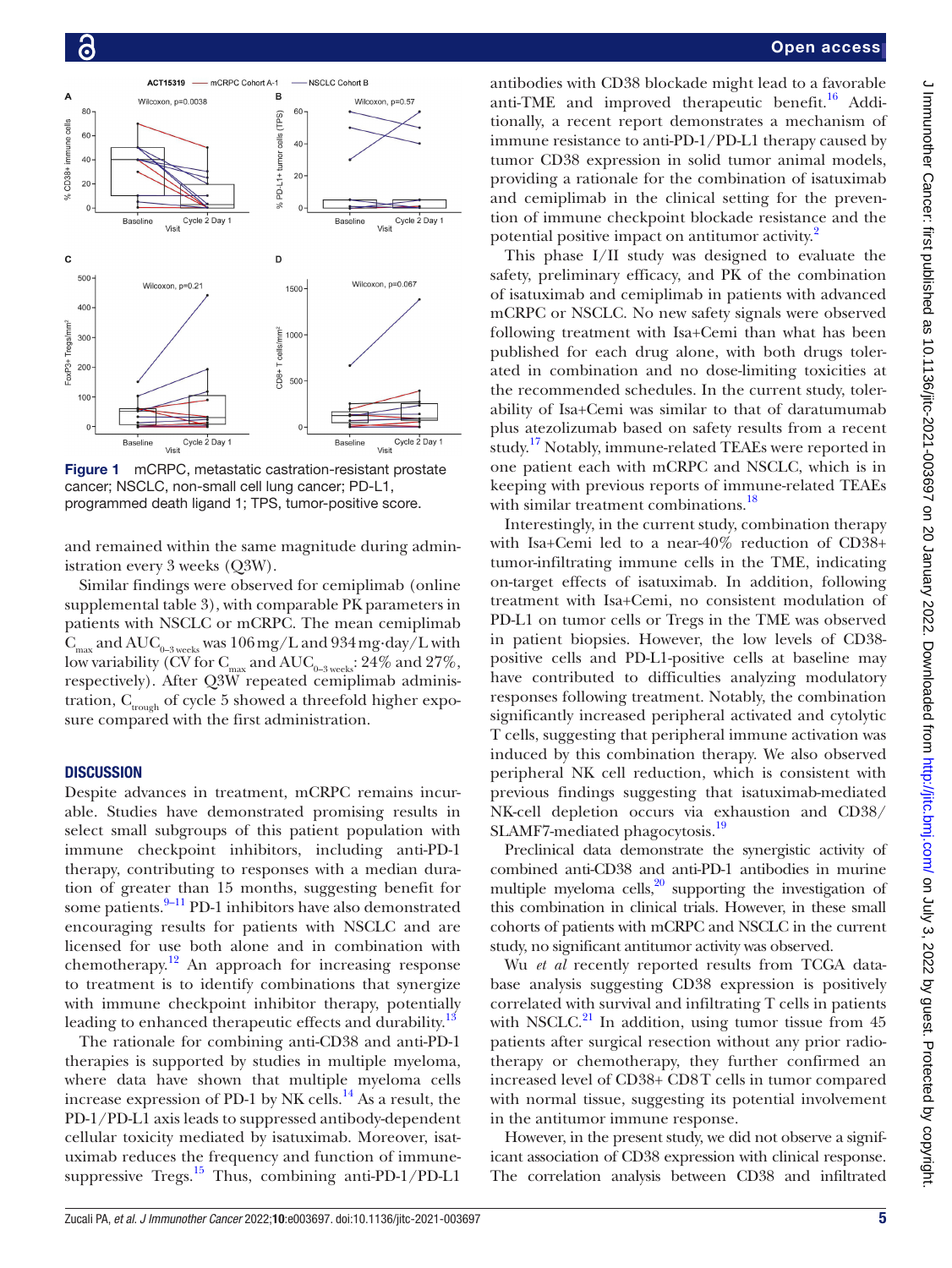Figure 1 mCRPC, metastatic castration-resistant prostate cancer; NSCLC, non-small cell lung cancer; PD-L1, programmed death ligand 1; TPS, tumor-positive score.

and remained within the same magnitude during administration every 3 weeks (Q3W).

Similar findings were observed for cemiplimab (online supplemental table 3), with comparable PK parameters in patients with NSCLC or mCRPC. The mean cemiplimab $C_{max}$ and $AUC_{0-3\ weeks}$ was 106 mg/L and 934 mg·day/L with low variability (CV for $C_{max}$ and $AUC_{0-3\ weeks}$: 24% and 27%, respectively). After Q3W repeated cemiplimab administration, $C_{trough}$ of cycle 5 showed a threefold higher exposure compared with the first administration.

## DISCUSSION

Despite advances in treatment, mCRPC remains incurable. Studies have demonstrated promising results in select small subgroups of this patient population with immune checkpoint inhibitors, including anti-PD-1 therapy, contributing to responses with a median duration of greater than 15 months, suggesting benefit for some patients.[9–11] PD-1 inhibitors have also demonstrated encouraging results for patients with NSCLC and are licensed for use both alone and in combination with chemotherapy.[12] An approach for increasing response to treatment is to identify combinations that synergize with immune checkpoint inhibitor therapy, potentially leading to enhanced therapeutic effects and durability.[13]

The rationale for combining anti-CD38 and anti-PD-1 therapies is supported by studies in multiple myeloma, where data have shown that multiple myeloma cells increase expression of PD-1 by NK cells.[14] As a result, the PD-1/PD-L1 axis leads to suppressed antibody-dependent cellular toxicity mediated by isatuximab. Moreover, isatuximab reduces the frequency and function of immune-suppressive Tregs.[15] Thus, combining anti-PD-1/PD-L1 antibodies with CD38 blockade might lead to a favorable anti-TME and improved therapeutic benefit.[16] Additionally, a recent report demonstrates a mechanism of immune resistance to anti-PD-1/PD-L1 therapy caused by tumor CD38 expression in solid tumor animal models, providing a rationale for the combination of isatuximab and cemiplimab in the clinical setting for the prevention of immune checkpoint blockade resistance and the potential positive impact on antitumor activity.[2]

This phase I/II study was designed to evaluate the safety, preliminary efficacy, and PK of the combination of isatuximab and cemiplimab in patients with advanced mCRPC or NSCLC. No new safety signals were observed following treatment with Isa+Cemi than what has been published for each drug alone, with both drugs tolerated in combination and no dose-limiting toxicities at the recommended schedules. In the current study, tolerability of Isa+Cemi was similar to that of daratumumab plus atezolizumab based on safety results from a recent study.[17] Notably, immune-related TEAEs were reported in one patient each with mCRPC and NSCLC, which is in keeping with previous reports of immune-related TEAEs with similar treatment combinations.[18]

Interestingly, in the current study, combination therapy with Isa+Cemi led to a near-40% reduction of CD38+ tumor-infiltrating immune cells in the TME, indicating on-target effects of isatuximab. In addition, following treatment with Isa+Cemi, no consistent modulation of PD-L1 on tumor cells or Tregs in the TME was observed in patient biopsies. However, the low levels of CD38-positive cells and PD-L1-positive cells at baseline may have contributed to difficulties analyzing modulatory responses following treatment. Notably, the combination significantly increased peripheral activated and cytolytic T cells, suggesting that peripheral immune activation was induced by this combination therapy. We also observed peripheral NK cell reduction, which is consistent with previous findings suggesting that isatuximab-mediated NK-cell depletion occurs via exhaustion and CD38/SLAMF7-mediated phagocytosis.[19]

Preclinical data demonstrate the synergistic activity of combined anti-CD38 and anti-PD-1 antibodies in murine multiple myeloma cells,[20] supporting the investigation of this combination in clinical trials. However, in these small cohorts of patients with mCRPC and NSCLC in the current study, no significant antitumor activity was observed.

Wu *et al* recently reported results from TCGA database analysis suggesting CD38 expression is positively correlated with survival and infiltrating T cells in patients with NSCLC.[21] In addition, using tumor tissue from 45 patients after surgical resection without any prior radiotherapy or chemotherapy, they further confirmed an increased level of CD38+ CD8 T cells in tumor compared with normal tissue, suggesting its potential involvement in the antitumor immune response.

However, in the present study, we did not observe a significant association of CD38 expression with clinical response. The correlation analysis between CD38 and infiltrated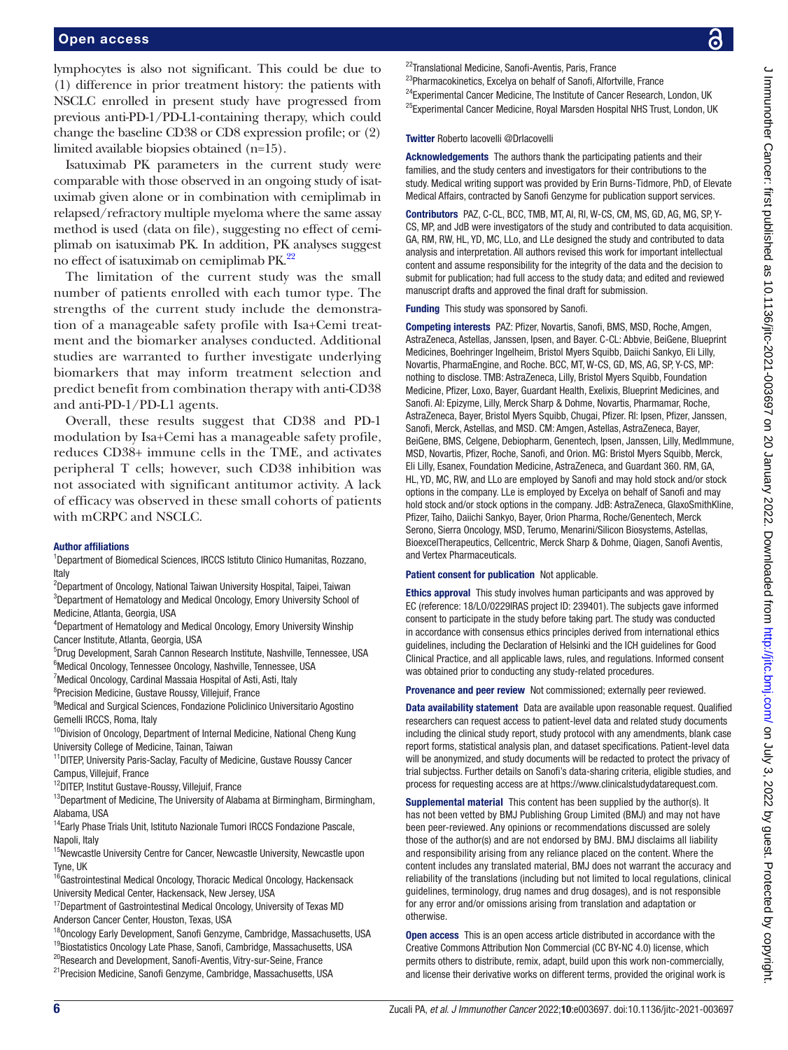lymphocytes is also not significant. This could be due to (1) difference in prior treatment history: the patients with NSCLC enrolled in present study have progressed from previous anti-PD-1/PD-L1-containing therapy, which could change the baseline CD38 or CD8 expression profile; or (2) limited available biopsies obtained (n=15).

Isatuximab PK parameters in the current study were comparable with those observed in an ongoing study of isatuximab given alone or in combination with cemiplimab in relapsed/refractory multiple myeloma where the same assay method is used (data on file), suggesting no effect of cemiplimab on isatuximab PK. In addition, PK analyses suggest no effect of isatuximab on cemiplimab PK.[22]

The limitation of the current study was the small number of patients enrolled with each tumor type. The strengths of the current study include the demonstration of a manageable safety profile with Isa+Cemi treatment and the biomarker analyses conducted. Additional studies are warranted to further investigate underlying biomarkers that may inform treatment selection and predict benefit from combination therapy with anti-CD38 and anti-PD-1/PD-L1 agents.

Overall, these results suggest that CD38 and PD-1 modulation by Isa+Cemi has a manageable safety profile, reduces CD38+ immune cells in the TME, and activates peripheral T cells; however, such CD38 inhibition was not associated with significant antitumor activity. A lack of efficacy was observed in these small cohorts of patients with mCRPC and NSCLC.

**Author affiliations**

[1]Department of Biomedical Sciences, IRCCS Istituto Clinico Humanitas, Rozzano, Italy
[2]Department of Oncology, National Taiwan University Hospital, Taipei, Taiwan
[3]Department of Hematology and Medical Oncology, Emory University School of Medicine, Atlanta, Georgia, USA
[4]Department of Hematology and Medical Oncology, Emory University Winship Cancer Institute, Atlanta, Georgia, USA
[5]Drug Development, Sarah Cannon Research Institute, Nashville, Tennessee, USA
[6]Medical Oncology, Tennessee Oncology, Nashville, Tennessee, USA
[7]Medical Oncology, Cardinal Massaia Hospital of Asti, Asti, Italy
[8]Precision Medicine, Gustave Roussy, Villejuif, France
[9]Medical and Surgical Sciences, Fondazione Policlinico Universitario Agostino Gemelli IRCCS, Roma, Italy
[10]Division of Oncology, Department of Internal Medicine, National Cheng Kung University College of Medicine, Tainan, Taiwan
[11]DITEP, University Paris-Saclay, Faculty of Medicine, Gustave Roussy Cancer Campus, Villejuif, France
[12]DITEP, Institut Gustave-Roussy, Villejuif, France
[13]Department of Medicine, The University of Alabama at Birmingham, Birmingham, Alabama, USA
[14]Early Phase Trials Unit, Istituto Nazionale Tumori IRCCS Fondazione Pascale, Napoli, Italy
[15]Newcastle University Centre for Cancer, Newcastle University, Newcastle upon Tyne, UK
[16]Gastrointestinal Medical Oncology, Thoracic Medical Oncology, Hackensack University Medical Center, Hackensack, New Jersey, USA
[17]Department of Gastrointestinal Medical Oncology, University of Texas MD Anderson Cancer Center, Houston, Texas, USA
[18]Oncology Early Development, Sanofi Genzyme, Cambridge, Massachusetts, USA
[19]Biostatistics Oncology Late Phase, Sanofi, Cambridge, Massachusetts, USA
[20]Research and Development, Sanofi-Aventis, Vitry-sur-Seine, France
[21]Precision Medicine, Sanofi Genzyme, Cambridge, Massachusetts, USA
[22]Translational Medicine, Sanofi-Aventis, Paris, France
[23]Pharmacokinetics, Excelya on behalf of Sanofi, Alfortville, France
[24]Experimental Cancer Medicine, The Institute of Cancer Research, London, UK
[25]Experimental Cancer Medicine, Royal Marsden Hospital NHS Trust, London, UK

**Twitter** Roberto Iacovelli @DrIacovelli

**Acknowledgements** The authors thank the participating patients and their families, and the study centers and investigators for their contributions to the study. Medical writing support was provided by Erin Burns-Tidmore, PhD, of Elevate Medical Affairs, contracted by Sanofi Genzyme for publication support services.

**Contributors** PAZ, C-CL, BCC, TMB, MT, AI, RI, W-CS, CM, MS, GD, AG, MG, SP, Y-CS, MP, and JdB were investigators of the study and contributed to data acquisition. GA, RM, RW, HL, YD, MC, LLo, and LLe designed the study and contributed to data analysis and interpretation. All authors revised this work for important intellectual content and assume responsibility for the integrity of the data and the decision to submit for publication; had full access to the study data; and edited and reviewed manuscript drafts and approved the final draft for submission.

**Funding** This study was sponsored by Sanofi.

**Competing interests** PAZ: Pfizer, Novartis, Sanofi, BMS, MSD, Roche, Amgen, AstraZeneca, Astellas, Janssen, Ipsen, and Bayer. C-CL: Abbvie, BeiGene, Blueprint Medicines, Boehringer Ingelheim, Bristol Myers Squibb, Daiichi Sankyo, Eli Lilly, Novartis, PharmaEngine, and Roche. BCC, MT, W-CS, GD, MS, AG, SP, Y-CS, MP: nothing to disclose. TMB: AstraZeneca, Lilly, Bristol Myers Squibb, Foundation Medicine, Pfizer, Loxo, Bayer, Guardant Health, Exelixis, Blueprint Medicines, and Sanofi. AI: Epizyme, Lilly, Merck Sharp & Dohme, Novartis, Pharmamar, Roche, AstraZeneca, Bayer, Bristol Myers Squibb, Chugai, Pfizer. RI: Ipsen, Pfizer, Janssen, Sanofi, Merck, Astellas, and MSD. CM: Amgen, Astellas, AstraZeneca, Bayer, BeiGene, BMS, Celgene, Debiopharm, Genentech, Ipsen, Janssen, Lilly, MedImmune, MSD, Novartis, Pfizer, Roche, Sanofi, and Orion. MG: Bristol Myers Squibb, Merck, Eli Lilly, Esanex, Foundation Medicine, AstraZeneca, and Guardant 360. RM, GA, HL, YD, MC, RW, and LLo are employed by Sanofi and may hold stock and/or stock options in the company. LLe is employed by Excelya on behalf of Sanofi and may hold stock and/or stock options in the company. JdB: AstraZeneca, GlaxoSmithKline, Pfizer, Taiho, Daiichi Sankyo, Bayer, Orion Pharma, Roche/Genentech, Merck Serono, Sierra Oncology, MSD, Terumo, Menarini/Silicon Biosystems, Astellas, BioexcelTherapeutics, Cellcentric, Merck Sharp & Dohme, Qiagen, Sanofi Aventis, and Vertex Pharmaceuticals.

**Patient consent for publication** Not applicable.

**Ethics approval** This study involves human participants and was approved by EC (reference: 18/LO/0229IRAS project ID: 239401). The subjects gave informed consent to participate in the study before taking part. The study was conducted in accordance with consensus ethics principles derived from international ethics guidelines, including the Declaration of Helsinki and the ICH guidelines for Good Clinical Practice, and all applicable laws, rules, and regulations. Informed consent was obtained prior to conducting any study-related procedures.

**Provenance and peer review** Not commissioned; externally peer reviewed.

**Data availability statement** Data are available upon reasonable request. Qualified researchers can request access to patient-level data and related study documents including the clinical study report, study protocol with any amendments, blank case report forms, statistical analysis plan, and dataset specifications. Patient-level data will be anonymized, and study documents will be redacted to protect the privacy of trial subjectss. Further details on Sanofi's data-sharing criteria, eligible studies, and process for requesting access are at https://www.clinicalstudydatarequest.com.

**Supplemental material** This content has been supplied by the author(s). It has not been vetted by BMJ Publishing Group Limited (BMJ) and may not have been peer-reviewed. Any opinions or recommendations discussed are solely those of the author(s) and are not endorsed by BMJ. BMJ disclaims all liability and responsibility arising from any reliance placed on the content. Where the content includes any translated material, BMJ does not warrant the accuracy and reliability of the translations (including but not limited to local regulations, clinical guidelines, terminology, drug names and drug dosages), and is not responsible for any error and/or omissions arising from translation and adaptation or otherwise.

**Open access** This is an open access article distributed in accordance with the Creative Commons Attribution Non Commercial (CC BY-NC 4.0) license, which permits others to distribute, remix, adapt, build upon this work non-commercially, and license their derivative works on different terms, provided the original work is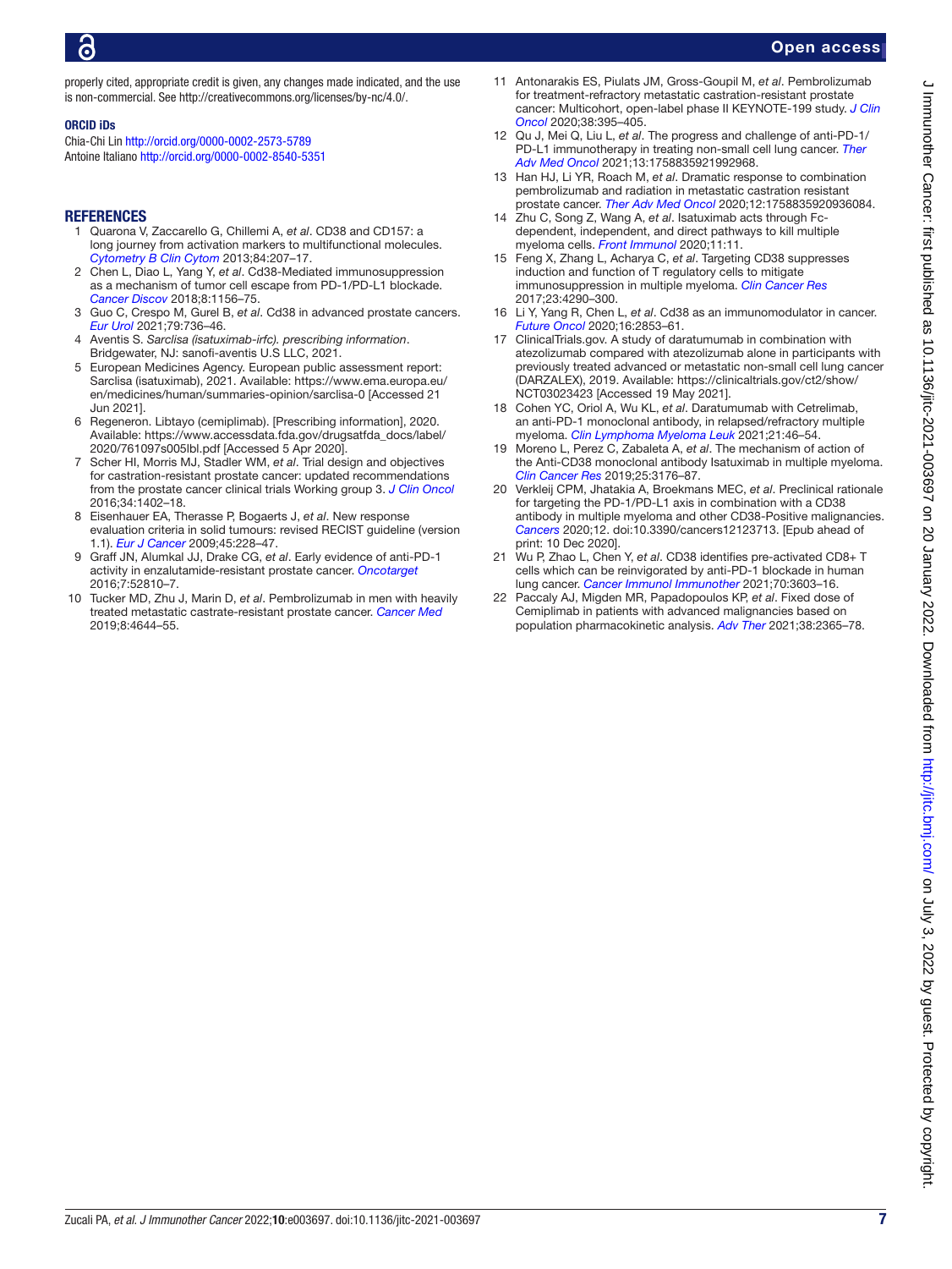properly cited, appropriate credit is given, any changes made indicated, and the use is non-commercial. See http://creativecommons.org/licenses/by-nc/4.0/.

### ORCID iDs

Chia-Chi Lin http://orcid.org/0000-0002-2573-5789
Antoine Italiano http://orcid.org/0000-0002-8540-5351

## REFERENCES

1. Quarona V, Zaccarello G, Chillemi A, *et al*. CD38 and CD157: a long journey from activation markers to multifunctional molecules. *Cytometry B Clin Cytom* 2013;84:207–17.
2. Chen L, Diao L, Yang Y, *et al*. Cd38-Mediated immunosuppression as a mechanism of tumor cell escape from PD-1/PD-L1 blockade. *Cancer Discov* 2018;8:1156–75.
3. Guo C, Crespo M, Gurel B, *et al*. Cd38 in advanced prostate cancers. *Eur Urol* 2021;79:736–46.
4. Aventis S. *Sarclisa (isatuximab-irfc). prescribing information*. Bridgewater, NJ: sanofi-aventis U.S LLC, 2021.
5. European Medicines Agency. European public assessment report: Sarclisa (isatuximab), 2021. Available: https://www.ema.europa.eu/en/medicines/human/summaries-opinion/sarclisa-0 [Accessed 21 Jun 2021].
6. Regeneron. Libtayo (cemiplimab). [Prescribing information], 2020. Available: https://www.accessdata.fda.gov/drugsatfda_docs/label/2020/761097s005lbl.pdf [Accessed 5 Apr 2020].
7. Scher HI, Morris MJ, Stadler WM, *et al*. Trial design and objectives for castration-resistant prostate cancer: updated recommendations from the prostate cancer clinical trials Working group 3. *J Clin Oncol* 2016;34:1402–18.
8. Eisenhauer EA, Therasse P, Bogaerts J, *et al*. New response evaluation criteria in solid tumours: revised RECIST guideline (version 1.1). *Eur J Cancer* 2009;45:228–47.
9. Graff JN, Alumkal JJ, Drake CG, *et al*. Early evidence of anti-PD-1 activity in enzalutamide-resistant prostate cancer. *Oncotarget* 2016;7:52810–7.
10. Tucker MD, Zhu J, Marin D, *et al*. Pembrolizumab in men with heavily treated metastatic castrate-resistant prostate cancer. *Cancer Med* 2019;8:4644–55.
11. Antonarakis ES, Piulats JM, Gross-Goupil M, *et al*. Pembrolizumab for treatment-refractory metastatic castration-resistant prostate cancer: Multicohort, open-label phase II KEYNOTE-199 study. *J Clin Oncol* 2020;38:395–405.
12. Qu J, Mei Q, Liu L, *et al*. The progress and challenge of anti-PD-1/PD-L1 immunotherapy in treating non-small cell lung cancer. *Ther Adv Med Oncol* 2021;13:1758835921992968.
13. Han HJ, Li YR, Roach M, *et al*. Dramatic response to combination pembrolizumab and radiation in metastatic castration resistant prostate cancer. *Ther Adv Med Oncol* 2020;12:1758835920936084.
14. Zhu C, Song Z, Wang A, *et al*. Isatuximab acts through Fc-dependent, independent, and direct pathways to kill multiple myeloma cells. *Front Immunol* 2020;11:11.
15. Feng X, Zhang L, Acharya C, *et al*. Targeting CD38 suppresses induction and function of T regulatory cells to mitigate immunosuppression in multiple myeloma. *Clin Cancer Res* 2017;23:4290–300.
16. Li Y, Yang R, Chen L, *et al*. Cd38 as an immunomodulator in cancer. *Future Oncol* 2020;16:2853–61.
17. ClinicalTrials.gov. A study of daratumumab in combination with atezolizumab compared with atezolizumab alone in participants with previously treated advanced or metastatic non-small cell lung cancer (DARZALEX), 2019. Available: https://clinicaltrials.gov/ct2/show/NCT03023423 [Accessed 19 May 2021].
18. Cohen YC, Oriol A, Wu KL, *et al*. Daratumumab with Cetrelimab, an anti-PD-1 monoclonal antibody, in relapsed/refractory multiple myeloma. *Clin Lymphoma Myeloma Leuk* 2021;21:46–54.
19. Moreno L, Perez C, Zabaleta A, *et al*. The mechanism of action of the Anti-CD38 monoclonal antibody Isatuximab in multiple myeloma. *Clin Cancer Res* 2019;25:3176–87.
20. Verkleij CPM, Jhatakia A, Broekmans MEC, *et al*. Preclinical rationale for targeting the PD-1/PD-L1 axis in combination with a CD38 antibody in multiple myeloma and other CD38-Positive malignancies. *Cancers* 2020;12. doi:10.3390/cancers12123713. [Epub ahead of print: 10 Dec 2020].
21. Wu P, Zhao L, Chen Y, *et al*. CD38 identifies pre-activated CD8+ T cells which can be reinvigorated by anti-PD-1 blockade in human lung cancer. *Cancer Immunol Immunother* 2021;70:3603–16.
22. Paccaly AJ, Migden MR, Papadopoulos KP, *et al*. Fixed dose of Cemiplimab in patients with advanced malignancies based on population pharmacokinetic analysis. *Adv Ther* 2021;38:2365–78.